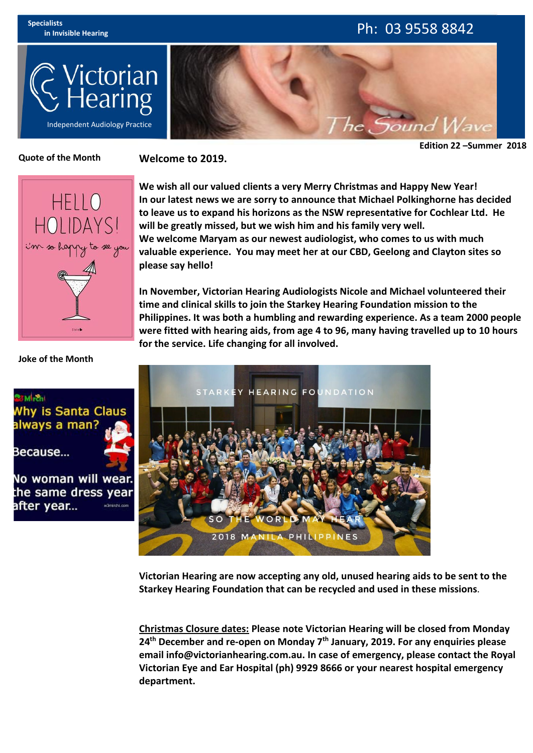Specialists in Invisible Hearing

Ph: 03 9558 8842

# Victorian Hearing

Independent Audiology Practice

The Sound Wave

Edition 22 –Summer 2018

**Quote of the Month**

HELLO HOLIDAYS! i'm so happy to see you

## Welcome to 2019.

**We wish all our valued clients a very Merry Christmas and Happy New Year!**
**In our latest news we are sorry to announce that Michael Polkinghorne has decided to leave us to expand his horizons as the NSW representative for Cochlear Ltd. He will be greatly missed, but we wish him and his family very well.**
**We welcome Maryam as our newest audiologist, who comes to us with much valuable experience. You may meet her at our CBD, Geelong and Clayton sites so please say hello!**

**In November, Victorian Hearing Audiologists Nicole and Michael volunteered their time and clinical skills to join the Starkey Hearing Foundation mission to the Philippines. It was both a humbling and rewarding experience. As a team 2000 people were fitted with hearing aids, from age 4 to 96, many having travelled up to 10 hours for the service. Life changing for all involved.**

**Joke of the Month**

Why is Santa Claus always a man?

Because...

No woman will wear the same dress year after year...

STARKEY HEARING FOUNDATION

SO THE WORLD MAY HEAR

2018 MANILA PHILIPPINES

**Victorian Hearing are now accepting any old, unused hearing aids to be sent to the Starkey Hearing Foundation that can be recycled and used in these missions.**

**<u>Christmas Closure dates:</u> Please note Victorian Hearing will be closed from Monday 24th December and re-open on Monday 7th January, 2019. For any enquiries please email info@victorianhearing.com.au. In case of emergency, please contact the Royal Victorian Eye and Ear Hospital (ph) 9929 8666 or your nearest hospital emergency department.**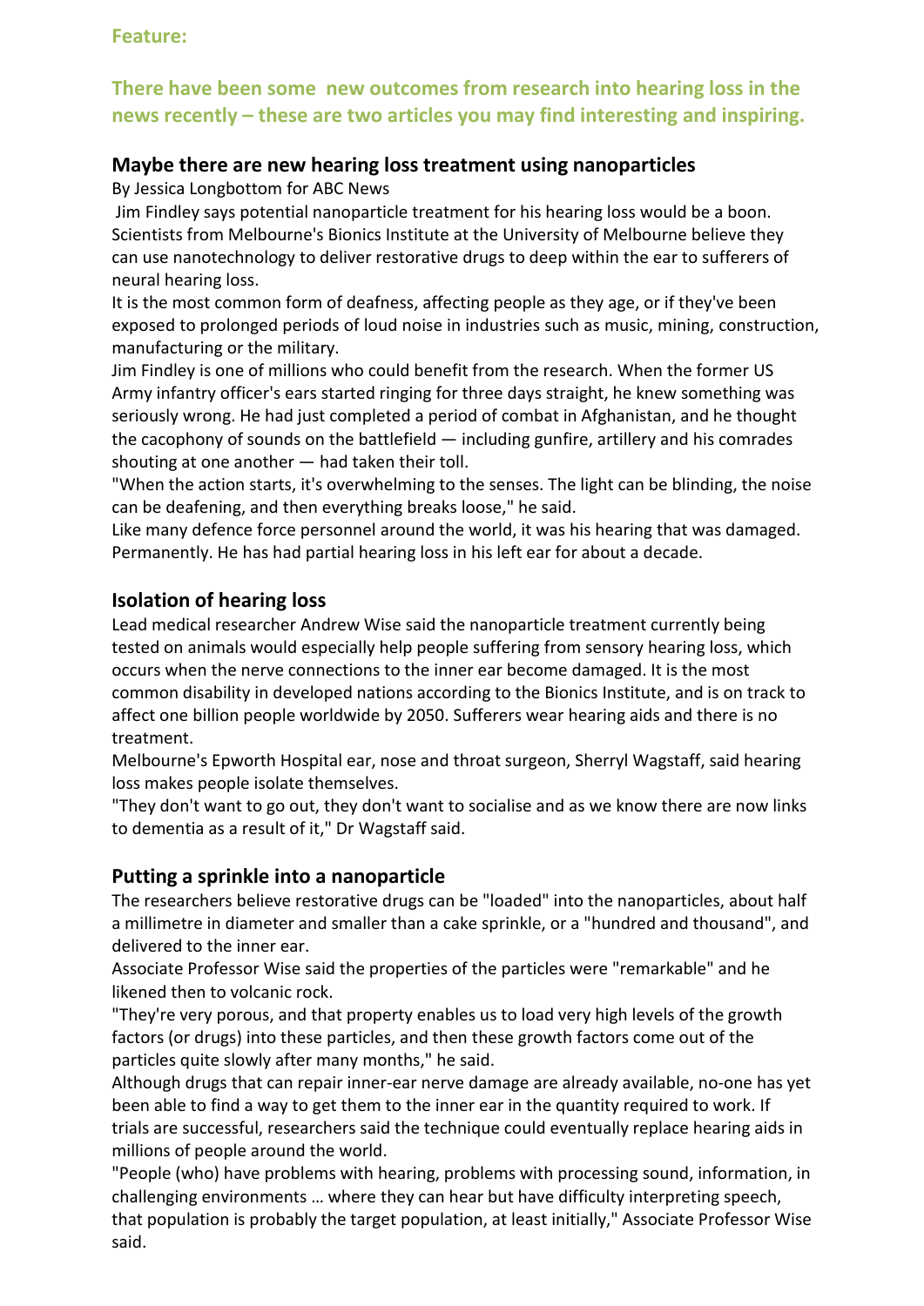**Feature:**

**There have been some new outcomes from research into hearing loss in the news recently – these are two articles you may find interesting and inspiring.**

## Maybe there are new hearing loss treatment using nanoparticles

By Jessica Longbottom for ABC News

Jim Findley says potential nanoparticle treatment for his hearing loss would be a boon. Scientists from Melbourne's Bionics Institute at the University of Melbourne believe they can use nanotechnology to deliver restorative drugs to deep within the ear to sufferers of neural hearing loss.

It is the most common form of deafness, affecting people as they age, or if they've been exposed to prolonged periods of loud noise in industries such as music, mining, construction, manufacturing or the military.

Jim Findley is one of millions who could benefit from the research. When the former US Army infantry officer's ears started ringing for three days straight, he knew something was seriously wrong. He had just completed a period of combat in Afghanistan, and he thought the cacophony of sounds on the battlefield — including gunfire, artillery and his comrades shouting at one another — had taken their toll.

"When the action starts, it's overwhelming to the senses. The light can be blinding, the noise can be deafening, and then everything breaks loose," he said.

Like many defence force personnel around the world, it was his hearing that was damaged. Permanently. He has had partial hearing loss in his left ear for about a decade.

## Isolation of hearing loss

Lead medical researcher Andrew Wise said the nanoparticle treatment currently being tested on animals would especially help people suffering from sensory hearing loss, which occurs when the nerve connections to the inner ear become damaged. It is the most common disability in developed nations according to the Bionics Institute, and is on track to affect one billion people worldwide by 2050. Sufferers wear hearing aids and there is no treatment.

Melbourne's Epworth Hospital ear, nose and throat surgeon, Sherryl Wagstaff, said hearing loss makes people isolate themselves.

"They don't want to go out, they don't want to socialise and as we know there are now links to dementia as a result of it," Dr Wagstaff said.

## Putting a sprinkle into a nanoparticle

The researchers believe restorative drugs can be "loaded" into the nanoparticles, about half a millimetre in diameter and smaller than a cake sprinkle, or a "hundred and thousand", and delivered to the inner ear.

Associate Professor Wise said the properties of the particles were "remarkable" and he likened then to volcanic rock.

"They're very porous, and that property enables us to load very high levels of the growth factors (or drugs) into these particles, and then these growth factors come out of the particles quite slowly after many months," he said.

Although drugs that can repair inner-ear nerve damage are already available, no-one has yet been able to find a way to get them to the inner ear in the quantity required to work. If trials are successful, researchers said the technique could eventually replace hearing aids in millions of people around the world.

"People (who) have problems with hearing, problems with processing sound, information, in challenging environments … where they can hear but have difficulty interpreting speech, that population is probably the target population, at least initially," Associate Professor Wise said.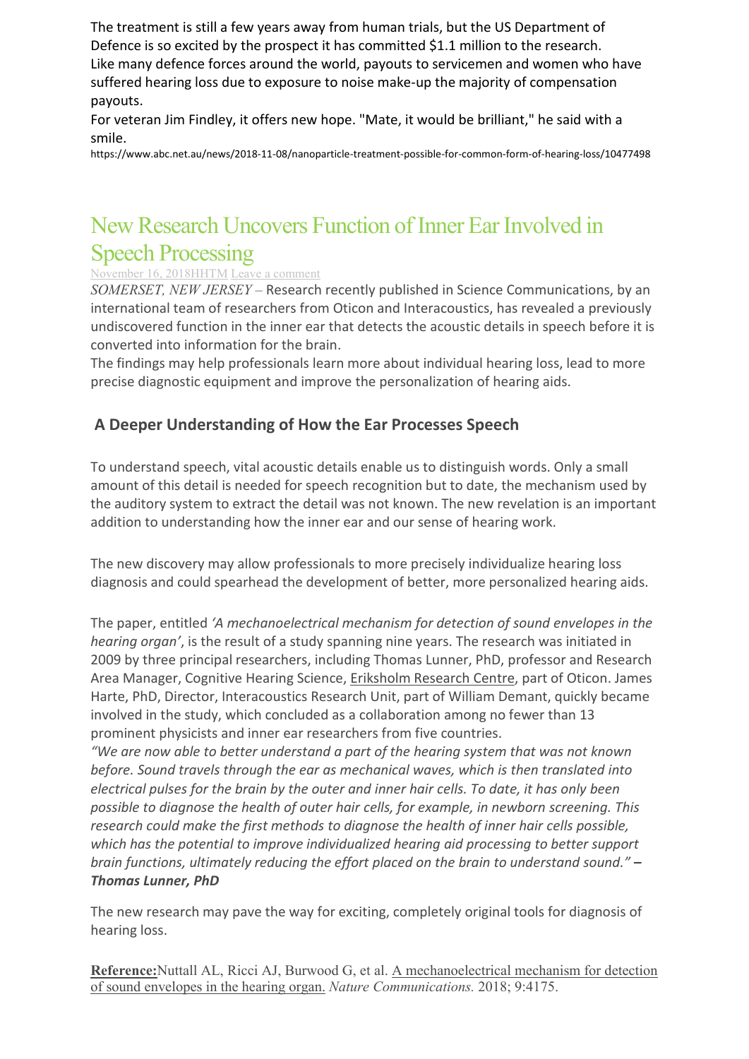The treatment is still a few years away from human trials, but the US Department of Defence is so excited by the prospect it has committed $1.1 million to the research. Like many defence forces around the world, payouts to servicemen and women who have suffered hearing loss due to exposure to noise make-up the majority of compensation payouts.

For veteran Jim Findley, it offers new hope. "Mate, it would be brilliant," he said with a smile.

https://www.abc.net.au/news/2018-11-08/nanoparticle-treatment-possible-for-common-form-of-hearing-loss/10477498

# New Research Uncovers Function of Inner Ear Involved in Speech Processing

November 16, 2018HHTM Leave a comment

*SOMERSET, NEW JERSEY* – Research recently published in Science Communications, by an international team of researchers from Oticon and Interacoustics, has revealed a previously undiscovered function in the inner ear that detects the acoustic details in speech before it is converted into information for the brain.

The findings may help professionals learn more about individual hearing loss, lead to more precise diagnostic equipment and improve the personalization of hearing aids.

## A Deeper Understanding of How the Ear Processes Speech

To understand speech, vital acoustic details enable us to distinguish words. Only a small amount of this detail is needed for speech recognition but to date, the mechanism used by the auditory system to extract the detail was not known. The new revelation is an important addition to understanding how the inner ear and our sense of hearing work.

The new discovery may allow professionals to more precisely individualize hearing loss diagnosis and could spearhead the development of better, more personalized hearing aids.

The paper, entitled *'A mechanoelectrical mechanism for detection of sound envelopes in the hearing organ'*, is the result of a study spanning nine years. The research was initiated in 2009 by three principal researchers, including Thomas Lunner, PhD, professor and Research Area Manager, Cognitive Hearing Science, Eriksholm Research Centre, part of Oticon. James Harte, PhD, Director, Interacoustics Research Unit, part of William Demant, quickly became involved in the study, which concluded as a collaboration among no fewer than 13 prominent physicists and inner ear researchers from five countries.

*"We are now able to better understand a part of the hearing system that was not known before. Sound travels through the ear as mechanical waves, which is then translated into electrical pulses for the brain by the outer and inner hair cells. To date, it has only been possible to diagnose the health of outer hair cells, for example, in newborn screening. This research could make the first methods to diagnose the health of inner hair cells possible, which has the potential to improve individualized hearing aid processing to better support brain functions, ultimately reducing the effort placed on the brain to understand sound."* – ***Thomas Lunner, PhD***

The new research may pave the way for exciting, completely original tools for diagnosis of hearing loss.

**Reference:** Nuttall AL, Ricci AJ, Burwood G, et al. A mechanoelectrical mechanism for detection of sound envelopes in the hearing organ. *Nature Communications.* 2018; 9:4175.